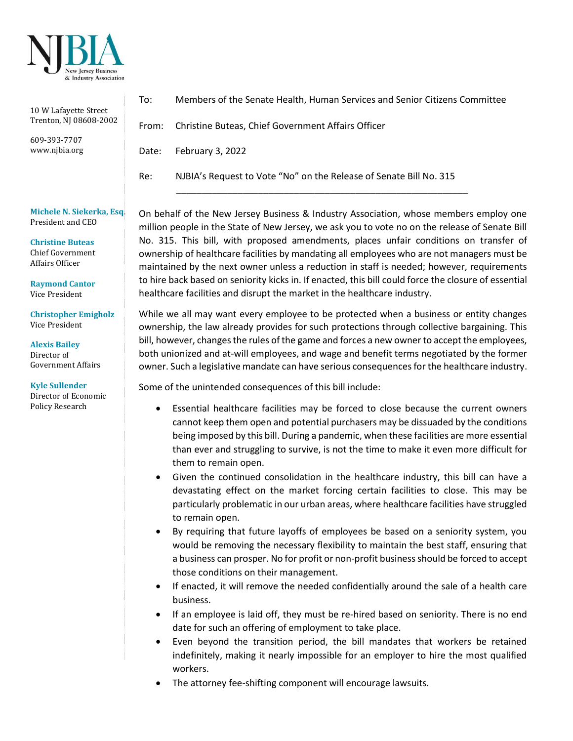NJBIA
New Jersey Business & Industry Association

10 W Lafayette Street
Trenton, NJ 08608-2002

609-393-7707
www.njbia.org

**Michele N. Siekerka, Esq.**
President and CEO

**Christine Buteas**
Chief Government Affairs Officer

**Raymond Cantor**
Vice President

**Christopher Emigholz**
Vice President

**Alexis Bailey**
Director of Government Affairs

**Kyle Sullender**
Director of Economic Policy Research

To: Members of the Senate Health, Human Services and Senior Citizens Committee

From: Christine Buteas, Chief Government Affairs Officer

Date: February 3, 2022

Re: NJBIA's Request to Vote "No" on the Release of Senate Bill No. 315

---

On behalf of the New Jersey Business & Industry Association, whose members employ one million people in the State of New Jersey, we ask you to vote no on the release of Senate Bill No. 315. This bill, with proposed amendments, places unfair conditions on transfer of ownership of healthcare facilities by mandating all employees who are not managers must be maintained by the next owner unless a reduction in staff is needed; however, requirements to hire back based on seniority kicks in. If enacted, this bill could force the closure of essential healthcare facilities and disrupt the market in the healthcare industry.

While we all may want every employee to be protected when a business or entity changes ownership, the law already provides for such protections through collective bargaining. This bill, however, changes the rules of the game and forces a new owner to accept the employees, both unionized and at-will employees, and wage and benefit terms negotiated by the former owner. Such a legislative mandate can have serious consequences for the healthcare industry.

Some of the unintended consequences of this bill include:

- Essential healthcare facilities may be forced to close because the current owners cannot keep them open and potential purchasers may be dissuaded by the conditions being imposed by this bill. During a pandemic, when these facilities are more essential than ever and struggling to survive, is not the time to make it even more difficult for them to remain open.
- Given the continued consolidation in the healthcare industry, this bill can have a devastating effect on the market forcing certain facilities to close. This may be particularly problematic in our urban areas, where healthcare facilities have struggled to remain open.
- By requiring that future layoffs of employees be based on a seniority system, you would be removing the necessary flexibility to maintain the best staff, ensuring that a business can prosper. No for profit or non-profit business should be forced to accept those conditions on their management.
- If enacted, it will remove the needed confidentially around the sale of a health care business.
- If an employee is laid off, they must be re-hired based on seniority. There is no end date for such an offering of employment to take place.
- Even beyond the transition period, the bill mandates that workers be retained indefinitely, making it nearly impossible for an employer to hire the most qualified workers.
- The attorney fee-shifting component will encourage lawsuits.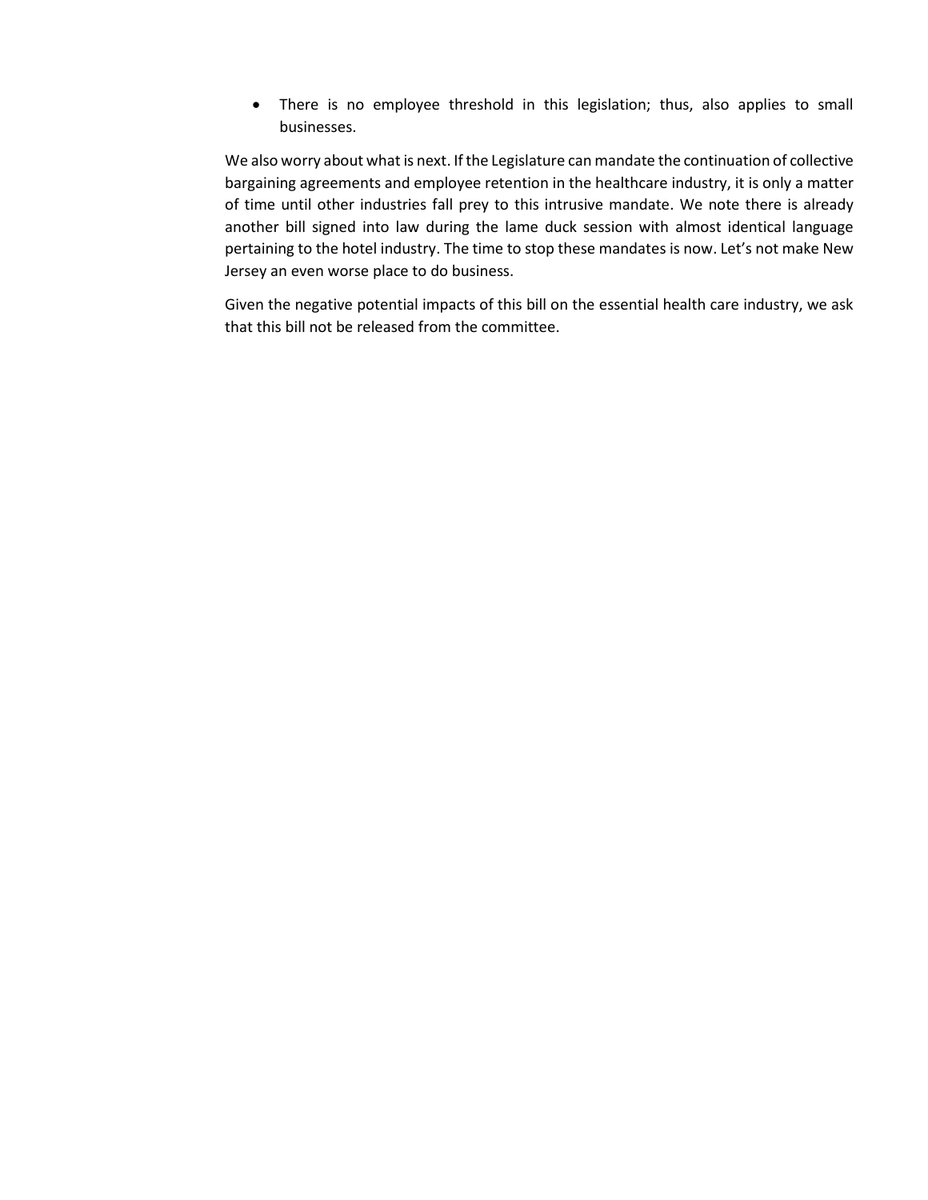- There is no employee threshold in this legislation; thus, also applies to small businesses.

We also worry about what is next. If the Legislature can mandate the continuation of collective bargaining agreements and employee retention in the healthcare industry, it is only a matter of time until other industries fall prey to this intrusive mandate. We note there is already another bill signed into law during the lame duck session with almost identical language pertaining to the hotel industry. The time to stop these mandates is now. Let's not make New Jersey an even worse place to do business.

Given the negative potential impacts of this bill on the essential health care industry, we ask that this bill not be released from the committee.